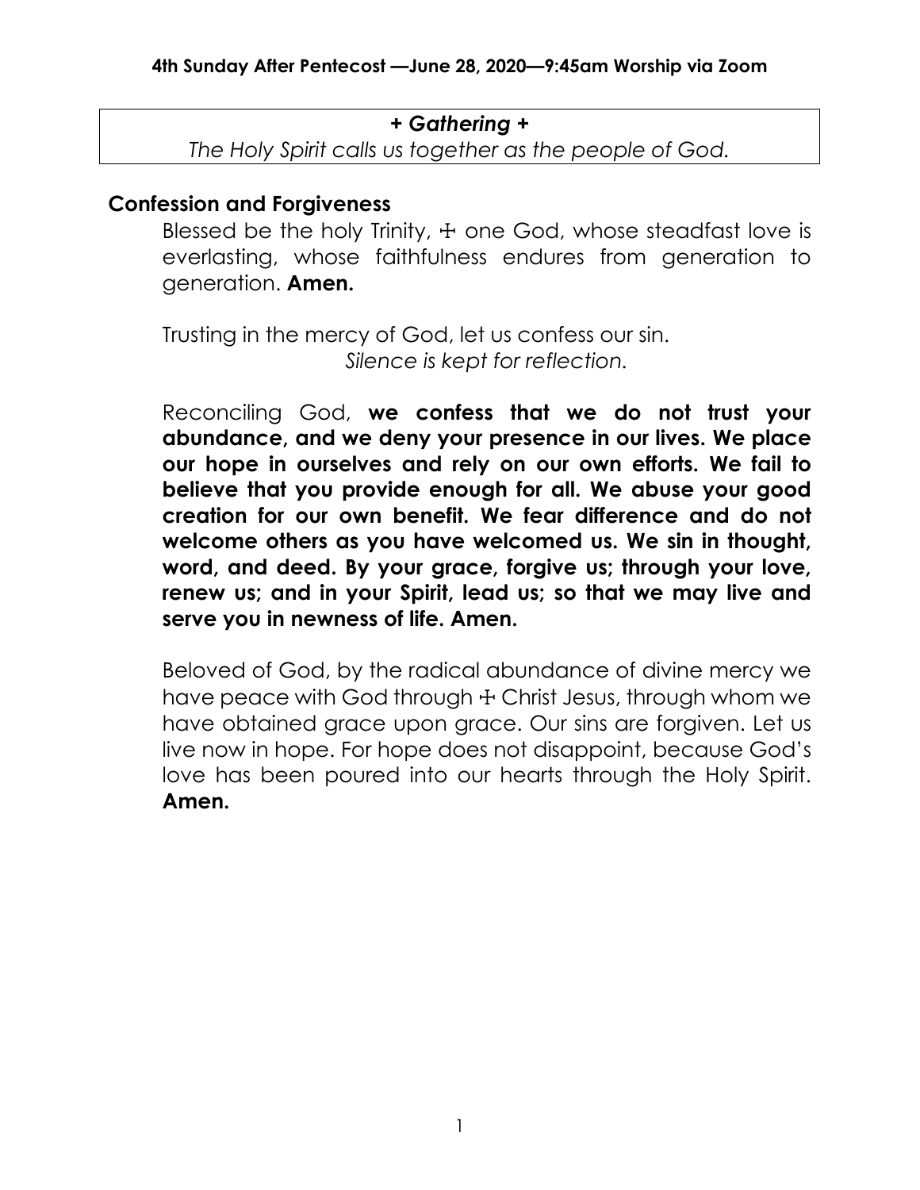**4th Sunday After Pentecost —June 28, 2020—9:45am Worship via Zoom**

***+ Gathering +***

*The Holy Spirit calls us together as the people of God.*

## Confession and Forgiveness

Blessed be the holy Trinity, ☩ one God, whose steadfast love is everlasting, whose faithfulness endures from generation to generation. **Amen.**

Trusting in the mercy of God, let us confess our sin.

*Silence is kept for reflection.*

Reconciling God, **we confess that we do not trust your abundance, and we deny your presence in our lives. We place our hope in ourselves and rely on our own efforts. We fail to believe that you provide enough for all. We abuse your good creation for our own benefit. We fear difference and do not welcome others as you have welcomed us. We sin in thought, word, and deed. By your grace, forgive us; through your love, renew us; and in your Spirit, lead us; so that we may live and serve you in newness of life. Amen.**

Beloved of God, by the radical abundance of divine mercy we have peace with God through ☩ Christ Jesus, through whom we have obtained grace upon grace. Our sins are forgiven. Let us live now in hope. For hope does not disappoint, because God's love has been poured into our hearts through the Holy Spirit. **Amen.**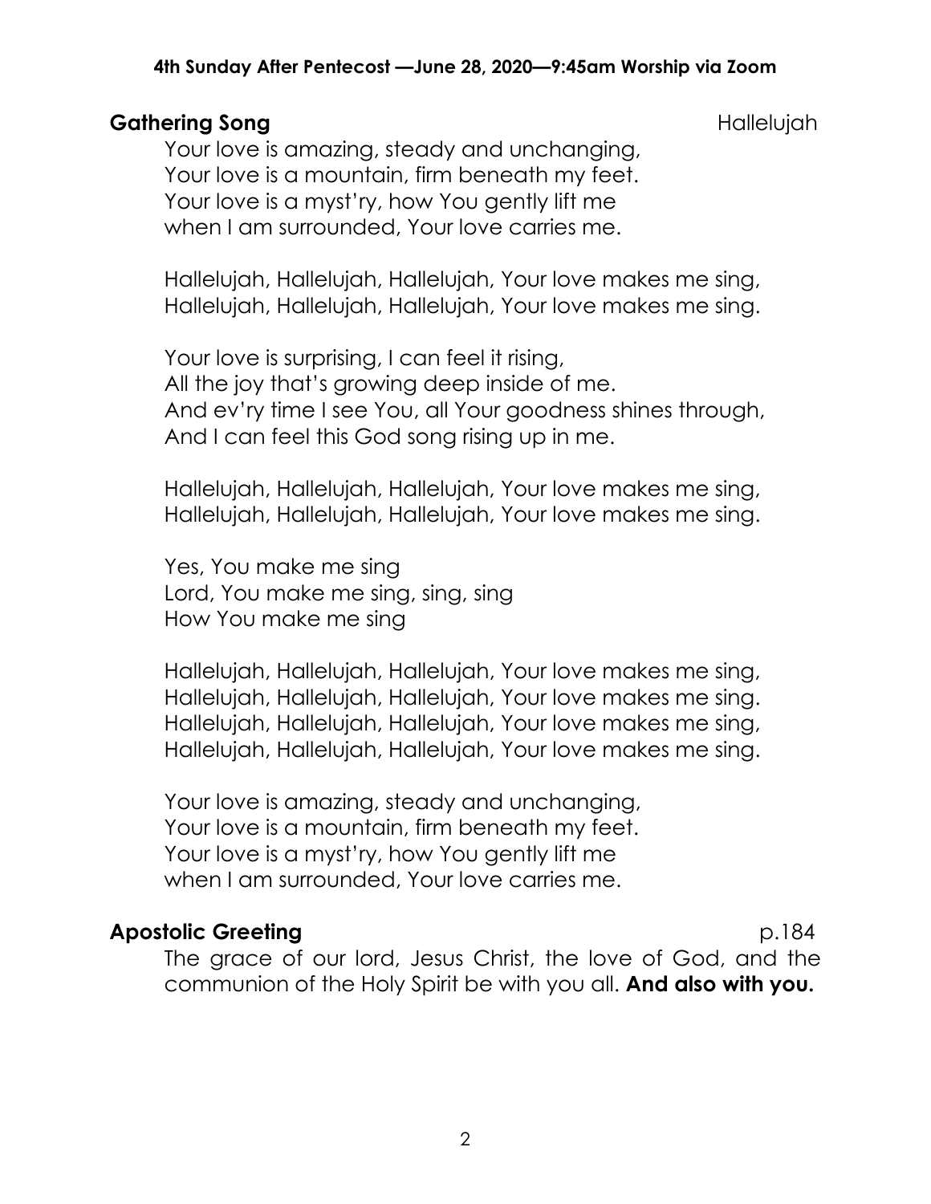**4th Sunday After Pentecost —June 28, 2020—9:45am Worship via Zoom**

**Gathering Song** Hallelujah

Your love is amazing, steady and unchanging,
Your love is a mountain, firm beneath my feet.
Your love is a myst'ry, how You gently lift me
when I am surrounded, Your love carries me.

Hallelujah, Hallelujah, Hallelujah, Your love makes me sing,
Hallelujah, Hallelujah, Hallelujah, Your love makes me sing.

Your love is surprising, I can feel it rising,
All the joy that's growing deep inside of me.
And ev'ry time I see You, all Your goodness shines through,
And I can feel this God song rising up in me.

Hallelujah, Hallelujah, Hallelujah, Your love makes me sing,
Hallelujah, Hallelujah, Hallelujah, Your love makes me sing.

Yes, You make me sing
Lord, You make me sing, sing, sing
How You make me sing

Hallelujah, Hallelujah, Hallelujah, Your love makes me sing,
Hallelujah, Hallelujah, Hallelujah, Your love makes me sing.
Hallelujah, Hallelujah, Hallelujah, Your love makes me sing,
Hallelujah, Hallelujah, Hallelujah, Your love makes me sing.

Your love is amazing, steady and unchanging,
Your love is a mountain, firm beneath my feet.
Your love is a myst'ry, how You gently lift me
when I am surrounded, Your love carries me.

**Apostolic Greeting** p.184

The grace of our lord, Jesus Christ, the love of God, and the communion of the Holy Spirit be with you all. **And also with you.**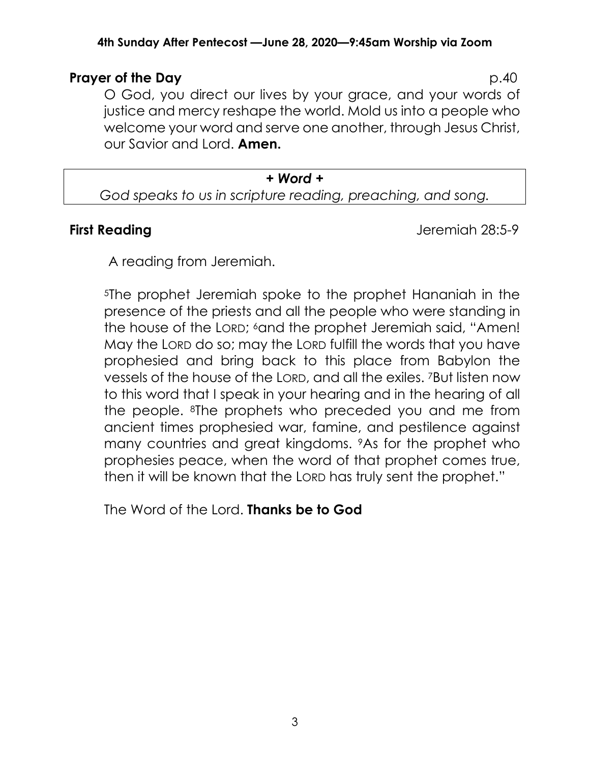**Prayer of the Day** p.40

O God, you direct our lives by your grace, and your words of justice and mercy reshape the world. Mold us into a people who welcome your word and serve one another, through Jesus Christ, our Savior and Lord. **Amen.**

***+ Word +***

*God speaks to us in scripture reading, preaching, and song.*

**First Reading** Jeremiah 28:5-9

A reading from Jeremiah.

[5]The prophet Jeremiah spoke to the prophet Hananiah in the presence of the priests and all the people who were standing in the house of the LORD; [6]and the prophet Jeremiah said, "Amen! May the LORD do so; may the LORD fulfill the words that you have prophesied and bring back to this place from Babylon the vessels of the house of the LORD, and all the exiles. [7]But listen now to this word that I speak in your hearing and in the hearing of all the people. [8]The prophets who preceded you and me from ancient times prophesied war, famine, and pestilence against many countries and great kingdoms. [9]As for the prophet who prophesies peace, when the word of that prophet comes true, then it will be known that the LORD has truly sent the prophet."

The Word of the Lord. **Thanks be to God**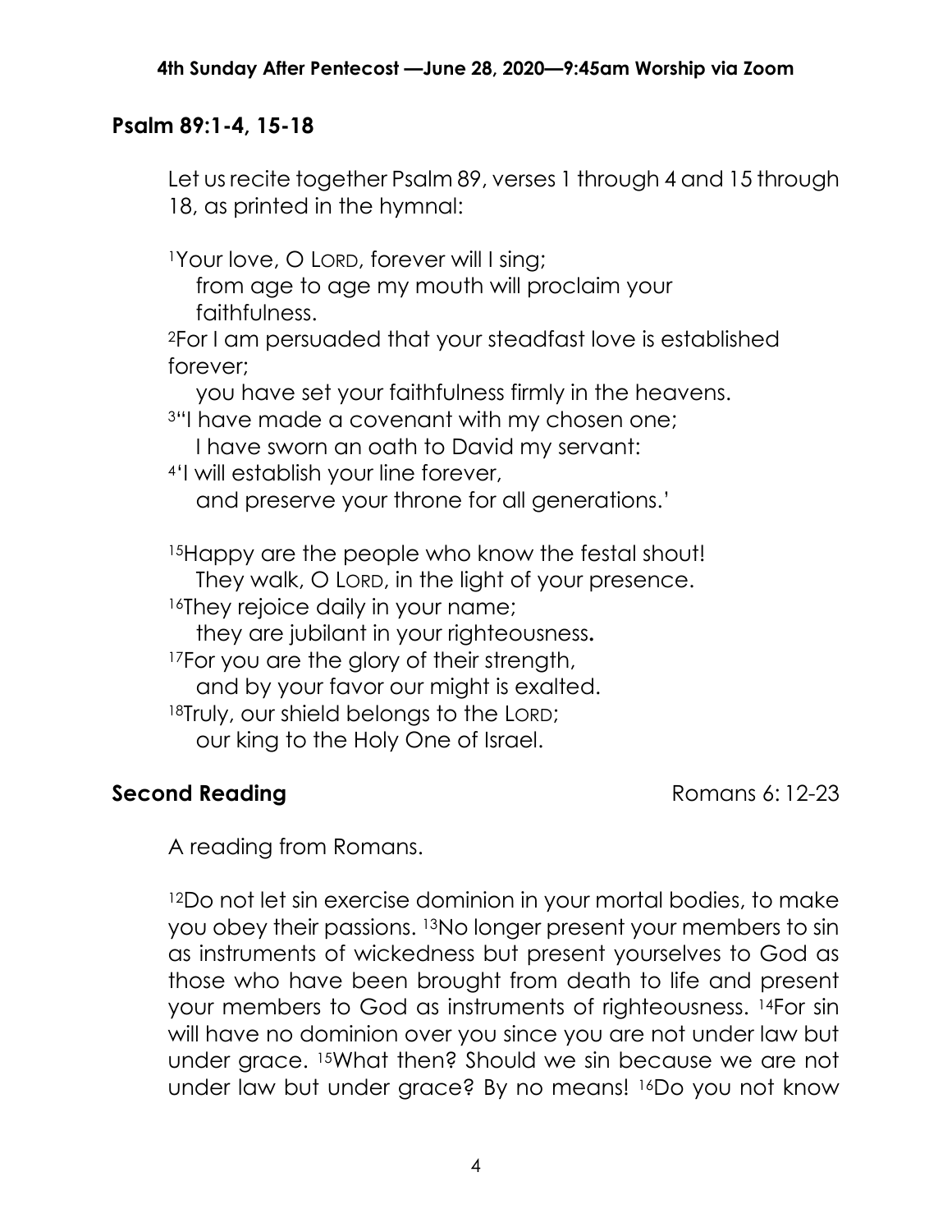## Psalm 89:1-4, 15-18

Let us recite together Psalm 89, verses 1 through 4 and 15 through 18, as printed in the hymnal:

[1]Your love, O LORD, forever will I sing;
from age to age my mouth will proclaim your faithfulness.
[2]For I am persuaded that your steadfast love is established forever;
you have set your faithfulness firmly in the heavens.
[3]"I have made a covenant with my chosen one;
I have sworn an oath to David my servant:
[4]'I will establish your line forever,
and preserve your throne for all generations.'

[15]Happy are the people who know the festal shout!
They walk, O LORD, in the light of your presence.
[16]They rejoice daily in your name;
they are jubilant in your righteousness**.**
[17]For you are the glory of their strength,
and by your favor our might is exalted.
[18]Truly, our shield belongs to the LORD;
our king to the Holy One of Israel.

**Second Reading** Romans 6: 12-23

A reading from Romans.

[12]Do not let sin exercise dominion in your mortal bodies, to make you obey their passions. [13]No longer present your members to sin as instruments of wickedness but present yourselves to God as those who have been brought from death to life and present your members to God as instruments of righteousness. [14]For sin will have no dominion over you since you are not under law but under grace. [15]What then? Should we sin because we are not under law but under grace? By no means! [16]Do you not know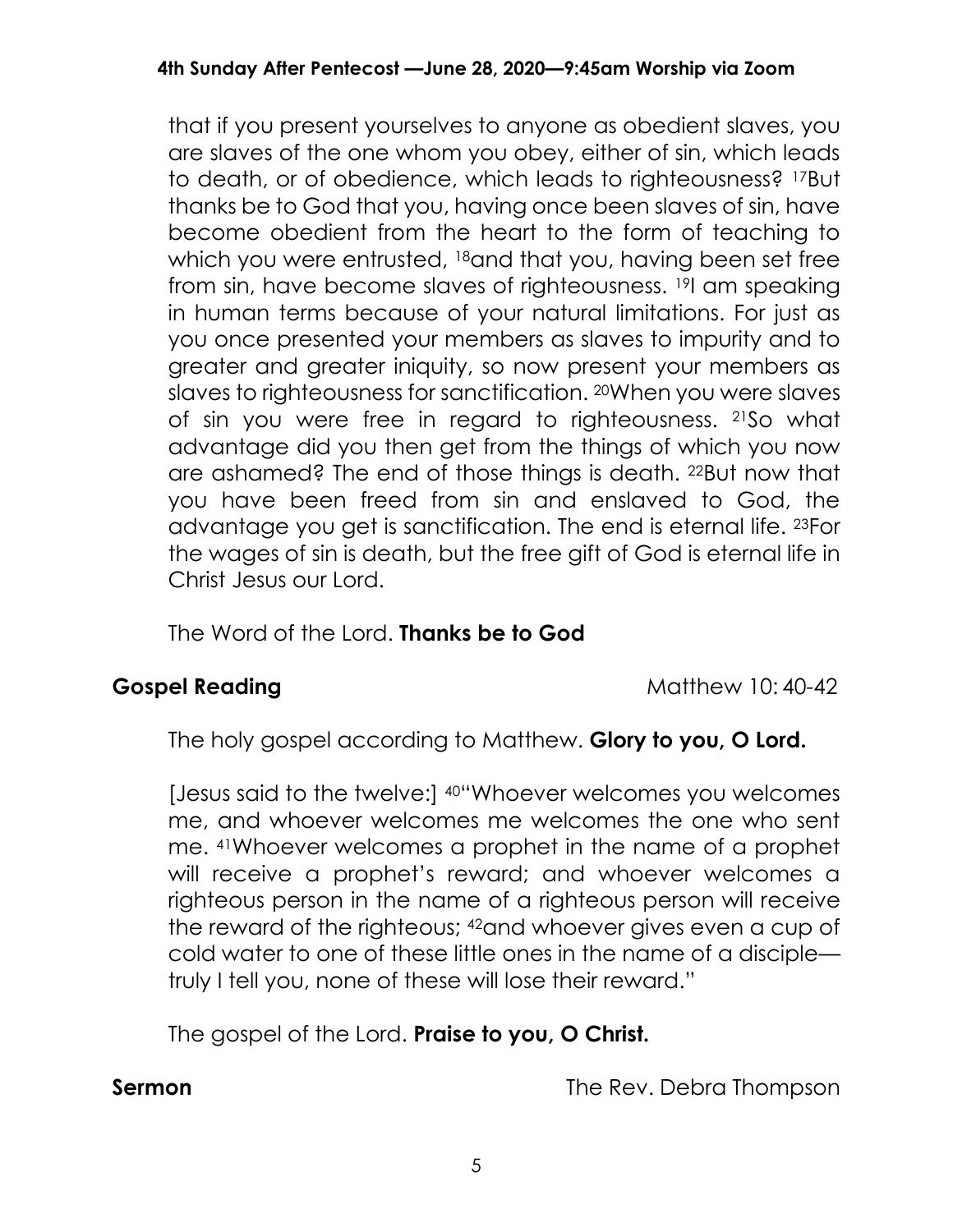that if you present yourselves to anyone as obedient slaves, you are slaves of the one whom you obey, either of sin, which leads to death, or of obedience, which leads to righteousness? [17]But thanks be to God that you, having once been slaves of sin, have become obedient from the heart to the form of teaching to which you were entrusted, [18]and that you, having been set free from sin, have become slaves of righteousness. [19]I am speaking in human terms because of your natural limitations. For just as you once presented your members as slaves to impurity and to greater and greater iniquity, so now present your members as slaves to righteousness for sanctification. [20]When you were slaves of sin you were free in regard to righteousness. [21]So what advantage did you then get from the things of which you now are ashamed? The end of those things is death. [22]But now that you have been freed from sin and enslaved to God, the advantage you get is sanctification. The end is eternal life. [23]For the wages of sin is death, but the free gift of God is eternal life in Christ Jesus our Lord.

The Word of the Lord. **Thanks be to God**

**Gospel Reading** Matthew 10: 40-42

The holy gospel according to Matthew. **Glory to you, O Lord.**

[Jesus said to the twelve:] [40]"Whoever welcomes you welcomes me, and whoever welcomes me welcomes the one who sent me. [41]Whoever welcomes a prophet in the name of a prophet will receive a prophet's reward; and whoever welcomes a righteous person in the name of a righteous person will receive the reward of the righteous; [42]and whoever gives even a cup of cold water to one of these little ones in the name of a disciple—truly I tell you, none of these will lose their reward."

The gospel of the Lord. **Praise to you, O Christ.**

**Sermon** The Rev. Debra Thompson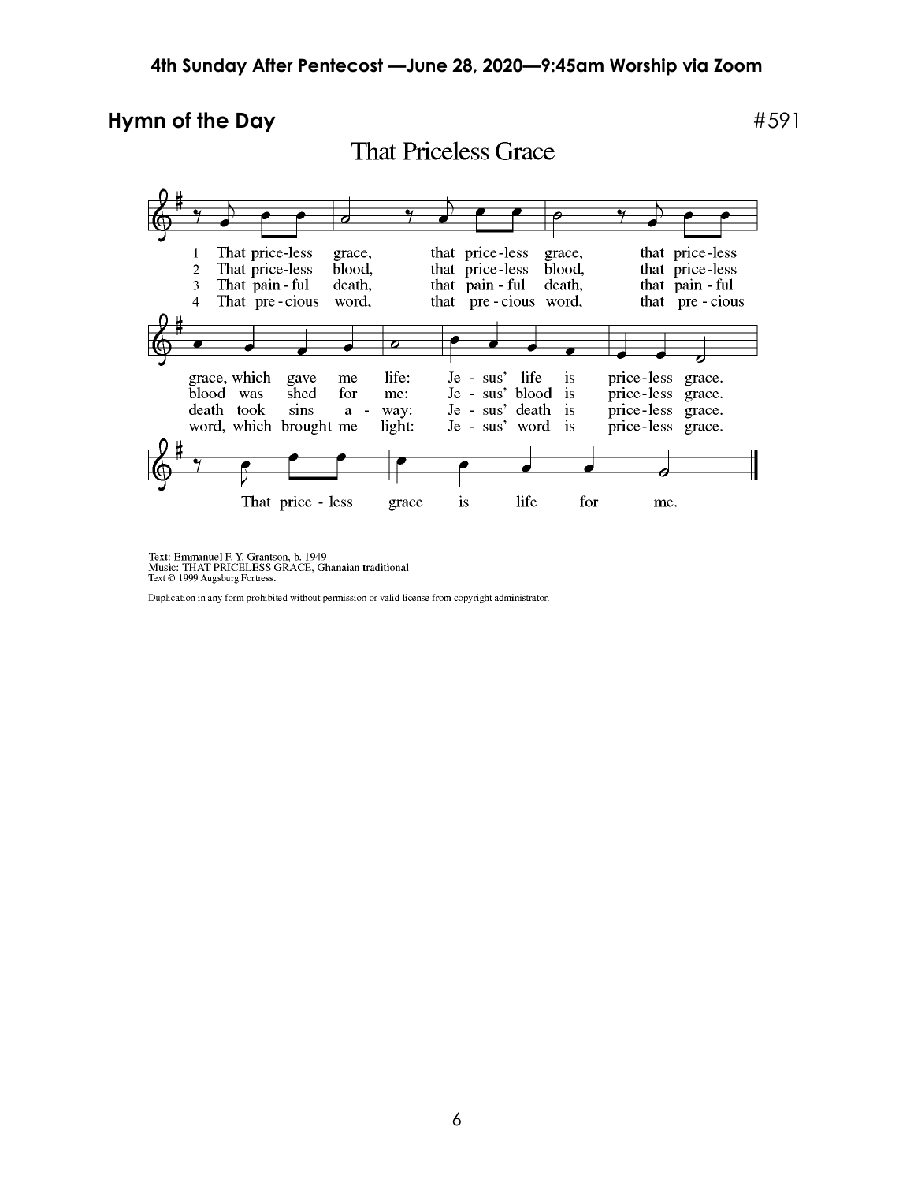## Hymn of the Day

#591

### That Priceless Grace

1 That priceless grace, that priceless grace, that priceless grace, which gave me life: Jesus' life is priceless grace. That priceless grace is life for me.

2 That priceless blood, that priceless blood, that priceless blood was shed for me: Jesus' blood is priceless grace. That priceless grace is life for me.

3 That painful death, that painful death, that painful death took sins away: Jesus' death is priceless grace. That priceless grace is life for me.

4 That precious word, that precious word, that precious word, which brought me light: Jesus' word is priceless grace. That priceless grace is life for me.

Text: Emmanuel F. Y. Grantson, b. 1949
Music: THAT PRICELESS GRACE, Ghanaian traditional
Text © 1999 Augsburg Fortress.

Duplication in any form prohibited without permission or valid license from copyright administrator.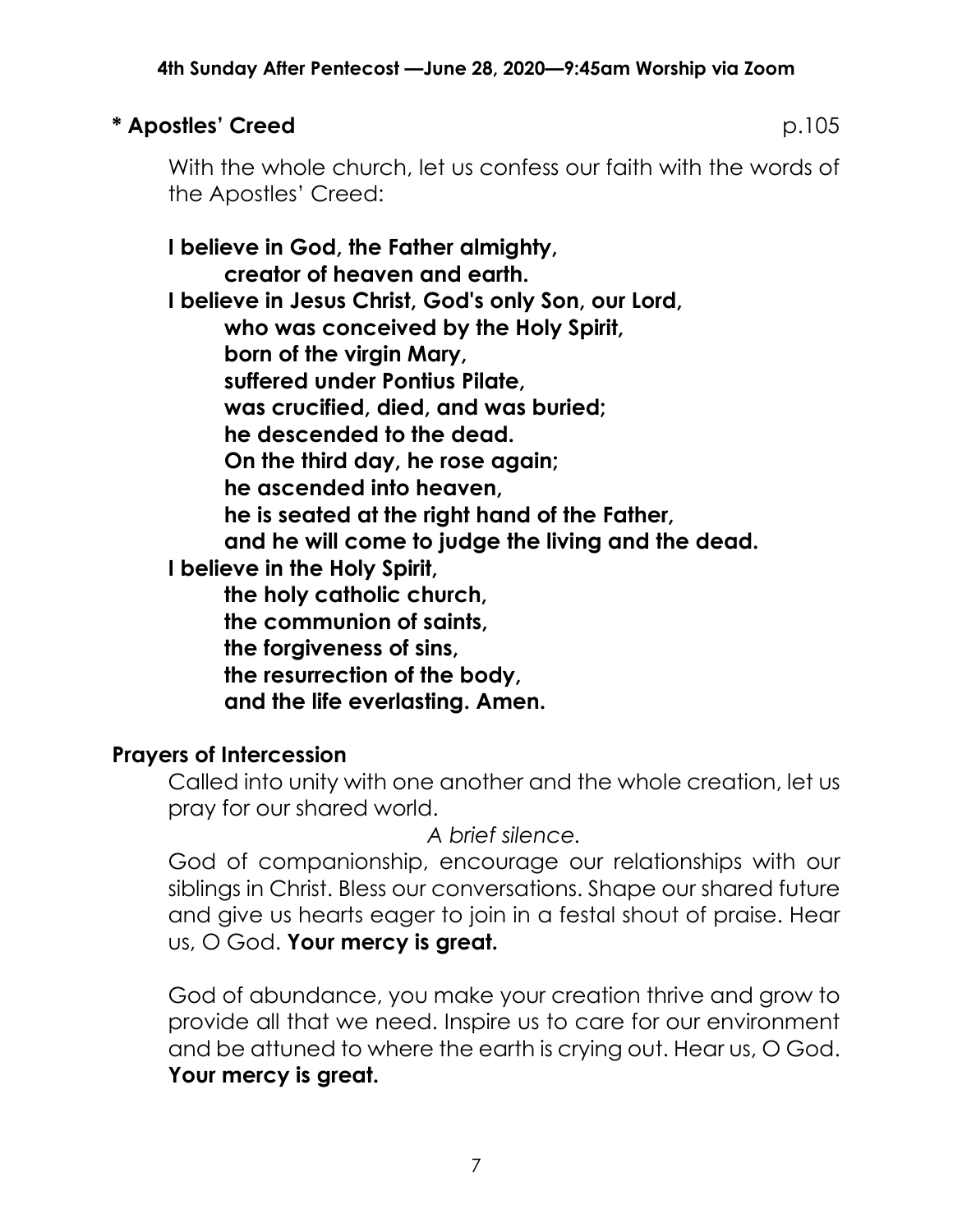## * Apostles' Creed p.105

With the whole church, let us confess our faith with the words of the Apostles' Creed:

**I believe in God, the Father almighty,**
**creator of heaven and earth.**
**I believe in Jesus Christ, God's only Son, our Lord,**
**who was conceived by the Holy Spirit,**
**born of the virgin Mary,**
**suffered under Pontius Pilate,**
**was crucified, died, and was buried;**
**he descended to the dead.**
**On the third day, he rose again;**
**he ascended into heaven,**
**he is seated at the right hand of the Father,**
**and he will come to judge the living and the dead.**
**I believe in the Holy Spirit,**
**the holy catholic church,**
**the communion of saints,**
**the forgiveness of sins,**
**the resurrection of the body,**
**and the life everlasting. Amen.**

## Prayers of Intercession

Called into unity with one another and the whole creation, let us pray for our shared world.

*A brief silence.*

God of companionship, encourage our relationships with our siblings in Christ. Bless our conversations. Shape our shared future and give us hearts eager to join in a festal shout of praise. Hear us, O God. **Your mercy is great.**

God of abundance, you make your creation thrive and grow to provide all that we need. Inspire us to care for our environment and be attuned to where the earth is crying out. Hear us, O God. **Your mercy is great.**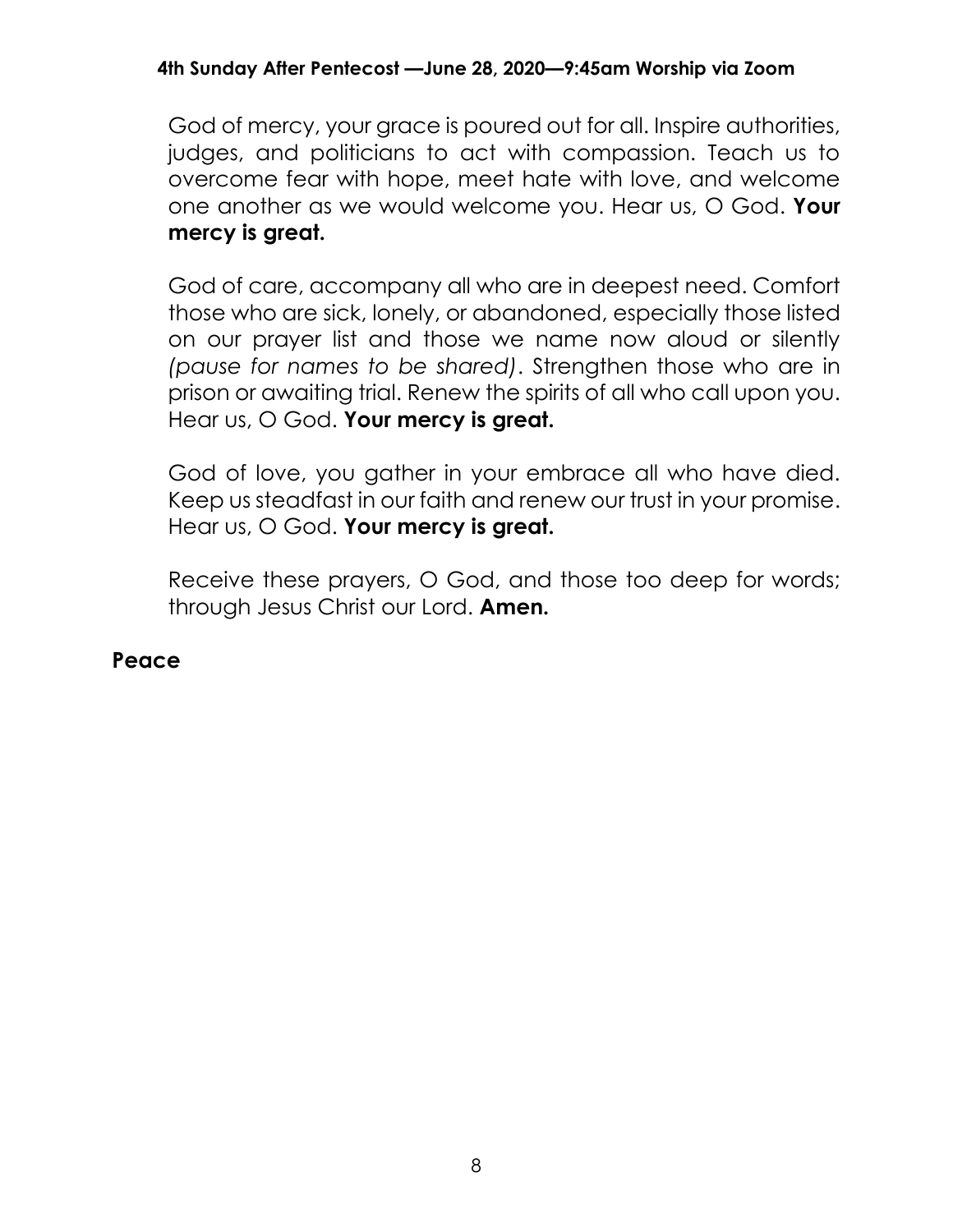God of mercy, your grace is poured out for all. Inspire authorities, judges, and politicians to act with compassion. Teach us to overcome fear with hope, meet hate with love, and welcome one another as we would welcome you. Hear us, O God. **Your mercy is great.**

God of care, accompany all who are in deepest need. Comfort those who are sick, lonely, or abandoned, especially those listed on our prayer list and those we name now aloud or silently *(pause for names to be shared)*. Strengthen those who are in prison or awaiting trial. Renew the spirits of all who call upon you. Hear us, O God. **Your mercy is great.**

God of love, you gather in your embrace all who have died. Keep us steadfast in our faith and renew our trust in your promise. Hear us, O God. **Your mercy is great.**

Receive these prayers, O God, and those too deep for words; through Jesus Christ our Lord. **Amen.**

## Peace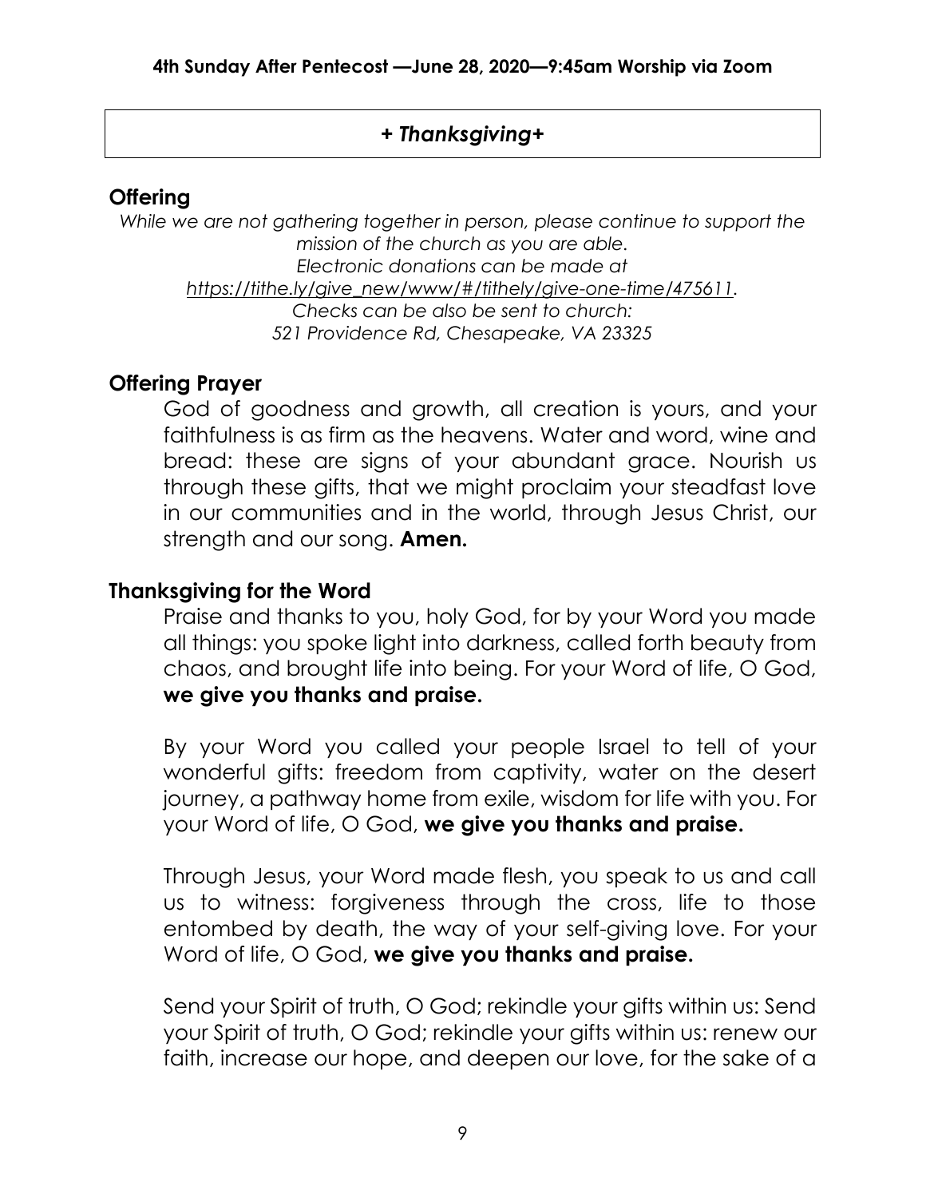## *+ Thanksgiving+*

### Offering

*While we are not gathering together in person, please continue to support the mission of the church as you are able.*
*Electronic donations can be made at https://tithe.ly/give_new/www/#/tithely/give-one-time/475611.*
*Checks can be also be sent to church:*
*521 Providence Rd, Chesapeake, VA 23325*

### Offering Prayer

God of goodness and growth, all creation is yours, and your faithfulness is as firm as the heavens. Water and word, wine and bread: these are signs of your abundant grace. Nourish us through these gifts, that we might proclaim your steadfast love in our communities and in the world, through Jesus Christ, our strength and our song. **Amen.**

### Thanksgiving for the Word

Praise and thanks to you, holy God, for by your Word you made all things: you spoke light into darkness, called forth beauty from chaos, and brought life into being. For your Word of life, O God, **we give you thanks and praise.**

By your Word you called your people Israel to tell of your wonderful gifts: freedom from captivity, water on the desert journey, a pathway home from exile, wisdom for life with you. For your Word of life, O God, **we give you thanks and praise.**

Through Jesus, your Word made flesh, you speak to us and call us to witness: forgiveness through the cross, life to those entombed by death, the way of your self-giving love. For your Word of life, O God, **we give you thanks and praise.**

Send your Spirit of truth, O God; rekindle your gifts within us: Send your Spirit of truth, O God; rekindle your gifts within us: renew our faith, increase our hope, and deepen our love, for the sake of a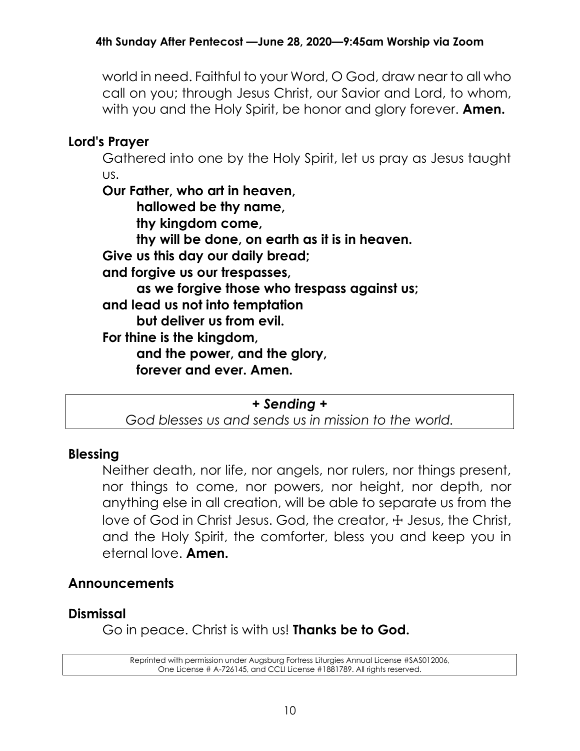world in need. Faithful to your Word, O God, draw near to all who call on you; through Jesus Christ, our Savior and Lord, to whom, with you and the Holy Spirit, be honor and glory forever. **Amen.**

## Lord's Prayer

Gathered into one by the Holy Spirit, let us pray as Jesus taught us.

**Our Father, who art in heaven,**
**hallowed be thy name,**
**thy kingdom come,**
**thy will be done, on earth as it is in heaven.**
**Give us this day our daily bread;**
**and forgive us our trespasses,**
**as we forgive those who trespass against us;**
**and lead us not into temptation**
**but deliver us from evil.**
**For thine is the kingdom,**
**and the power, and the glory,**
**forever and ever. Amen.**

***+ Sending +***

*God blesses us and sends us in mission to the world.*

## Blessing

Neither death, nor life, nor angels, nor rulers, nor things present, nor things to come, nor powers, nor height, nor depth, nor anything else in all creation, will be able to separate us from the love of God in Christ Jesus. God, the creator, ☩ Jesus, the Christ, and the Holy Spirit, the comforter, bless you and keep you in eternal love. **Amen.**

## Announcements

## Dismissal

Go in peace. Christ is with us! **Thanks be to God.**

Reprinted with permission under Augsburg Fortress Liturgies Annual License #SAS012006, One License # A-726145, and CCLI License #1881789. All rights reserved.